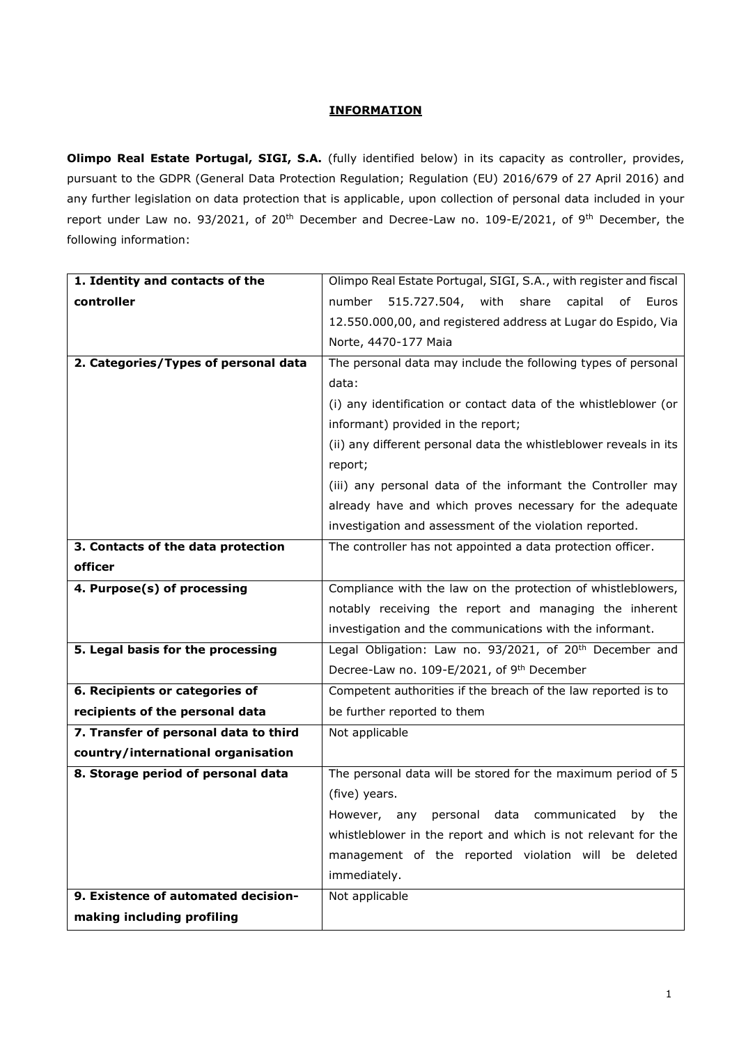# INFORMATION

**Olimpo Real Estate Portugal, SIGI, S.A.** (fully identified below) in its capacity as controller, provides, pursuant to the GDPR (General Data Protection Regulation; Regulation (EU) 2016/679 of 27 April 2016) and any further legislation on data protection that is applicable, upon collection of personal data included in your report under Law no. 93/2021, of 20th December and Decree-Law no. 109-E/2021, of 9th December, the following information:

| | |
|---|---|
| **1. Identity and contacts of the controller** | Olimpo Real Estate Portugal, SIGI, S.A., with register and fiscal number 515.727.504, with share capital of Euros 12.550.000,00, and registered address at Lugar do Espido, Via Norte, 4470-177 Maia |
| **2. Categories/Types of personal data** | The personal data may include the following types of personal data:<br>(i) any identification or contact data of the whistleblower (or informant) provided in the report;<br>(ii) any different personal data the whistleblower reveals in its report;<br>(iii) any personal data of the informant the Controller may already have and which proves necessary for the adequate investigation and assessment of the violation reported. |
| **3. Contacts of the data protection officer** | The controller has not appointed a data protection officer. |
| **4. Purpose(s) of processing** | Compliance with the law on the protection of whistleblowers, notably receiving the report and managing the inherent investigation and the communications with the informant. |
| **5. Legal basis for the processing** | Legal Obligation: Law no. 93/2021, of 20th December and Decree-Law no. 109-E/2021, of 9th December |
| **6. Recipients or categories of recipients of the personal data** | Competent authorities if the breach of the law reported is to be further reported to them |
| **7. Transfer of personal data to third country/international organisation** | Not applicable |
| **8. Storage period of personal data** | The personal data will be stored for the maximum period of 5 (five) years.<br>However, any personal data communicated by the whistleblower in the report and which is not relevant for the management of the reported violation will be deleted immediately. |
| **9. Existence of automated decision-making including profiling** | Not applicable |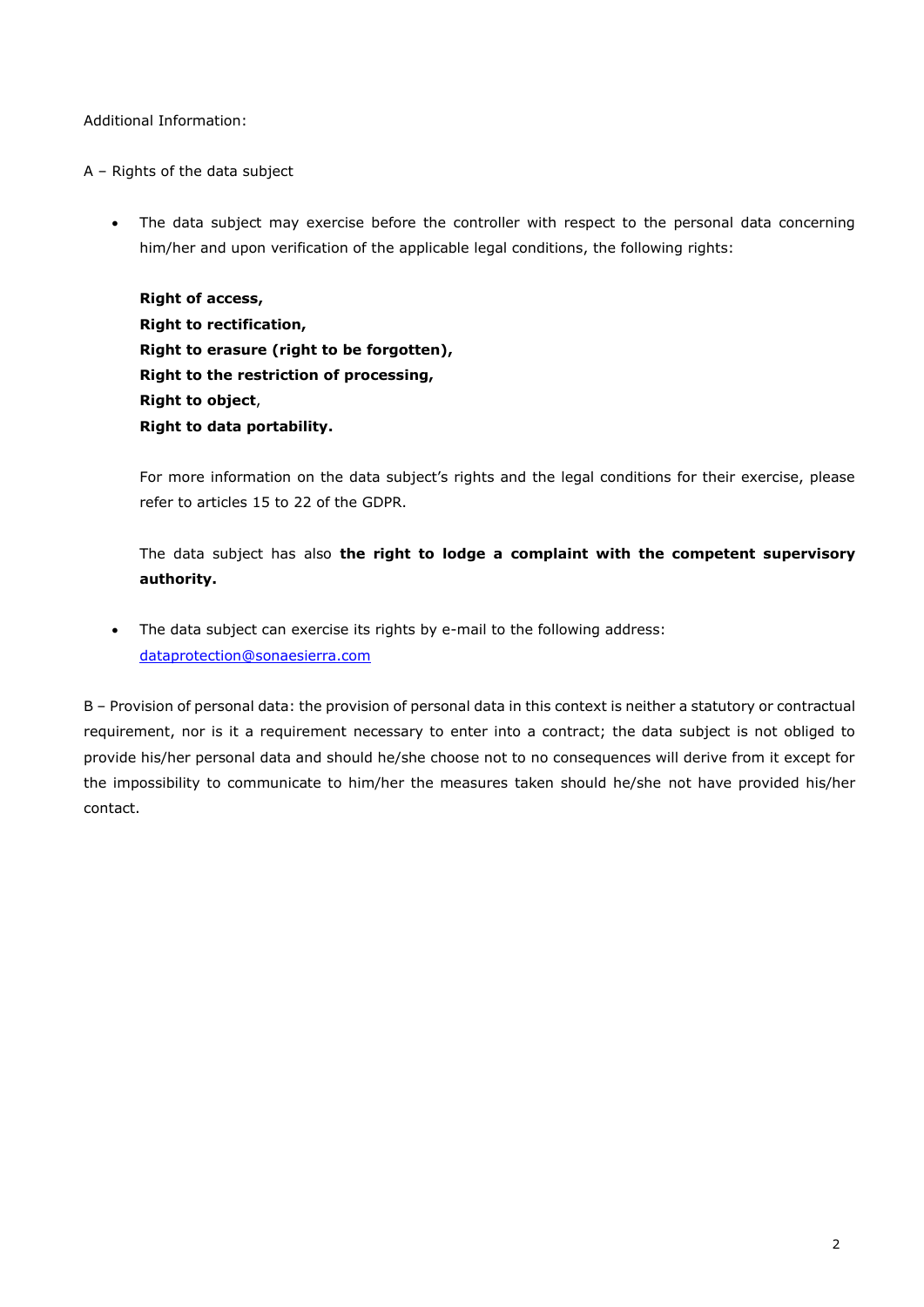Additional Information:

A – Rights of the data subject

- The data subject may exercise before the controller with respect to the personal data concerning him/her and upon verification of the applicable legal conditions, the following rights:

  **Right of access,**
  **Right to rectification,**
  **Right to erasure (right to be forgotten),**
  **Right to the restriction of processing,**
  **Right to object**,
  **Right to data portability.**

  For more information on the data subject's rights and the legal conditions for their exercise, please refer to articles 15 to 22 of the GDPR.

  The data subject has also **the right to lodge a complaint with the competent supervisory authority.**

- The data subject can exercise its rights by e-mail to the following address: dataprotection@sonaesierra.com

B – Provision of personal data: the provision of personal data in this context is neither a statutory or contractual requirement, nor is it a requirement necessary to enter into a contract; the data subject is not obliged to provide his/her personal data and should he/she choose not to no consequences will derive from it except for the impossibility to communicate to him/her the measures taken should he/she not have provided his/her contact.